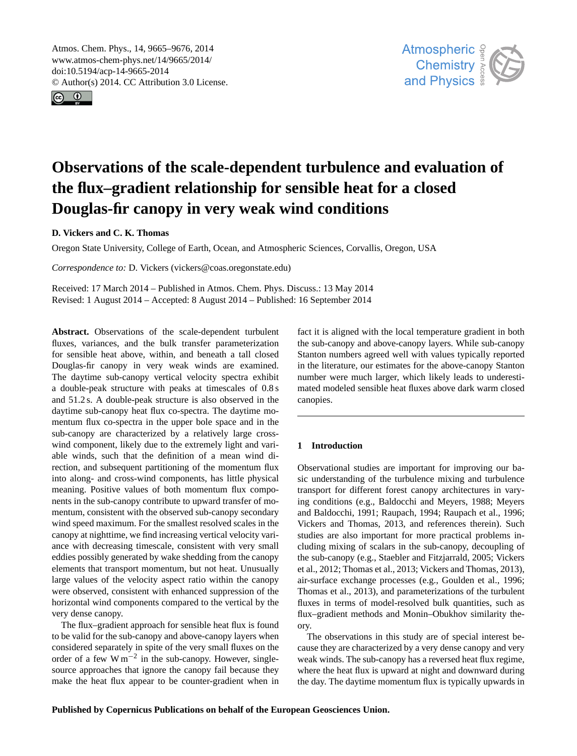# Observations of the scale-dependent turbulence and evaluation of the flux–gradient relationship for sensible heat for a closed Douglas-fir canopy in very weak wind conditions

**D. Vickers and C. K. Thomas**

Oregon State University, College of Earth, Ocean, and Atmospheric Sciences, Corvallis, Oregon, USA

*Correspondence to:* D. Vickers (vickers@coas.oregonstate.edu)

Received: 17 March 2014 – Published in Atmos. Chem. Phys. Discuss.: 13 May 2014
Revised: 1 August 2014 – Accepted: 8 August 2014 – Published: 16 September 2014

**Abstract.** Observations of the scale-dependent turbulent fluxes, variances, and the bulk transfer parameterization for sensible heat above, within, and beneath a tall closed Douglas-fir canopy in very weak winds are examined. The daytime sub-canopy vertical velocity spectra exhibit a double-peak structure with peaks at timescales of 0.8 s and 51.2 s. A double-peak structure is also observed in the daytime sub-canopy heat flux co-spectra. The daytime momentum flux co-spectra in the upper bole space and in the sub-canopy are characterized by a relatively large cross-wind component, likely due to the extremely light and variable winds, such that the definition of a mean wind direction, and subsequent partitioning of the momentum flux into along- and cross-wind components, has little physical meaning. Positive values of both momentum flux components in the sub-canopy contribute to upward transfer of momentum, consistent with the observed sub-canopy secondary wind speed maximum. For the smallest resolved scales in the canopy at nighttime, we find increasing vertical velocity variance with decreasing timescale, consistent with very small eddies possibly generated by wake shedding from the canopy elements that transport momentum, but not heat. Unusually large values of the velocity aspect ratio within the canopy were observed, consistent with enhanced suppression of the horizontal wind components compared to the vertical by the very dense canopy.

The flux–gradient approach for sensible heat flux is found to be valid for the sub-canopy and above-canopy layers when considered separately in spite of the very small fluxes on the order of a few $\mathrm{W\,m^{-2}}$ in the sub-canopy. However, single-source approaches that ignore the canopy fail because they make the heat flux appear to be counter-gradient when in fact it is aligned with the local temperature gradient in both the sub-canopy and above-canopy layers. While sub-canopy Stanton numbers agreed well with values typically reported in the literature, our estimates for the above-canopy Stanton number were much larger, which likely leads to underestimated modeled sensible heat fluxes above dark warm closed canopies.

## 1 Introduction

Observational studies are important for improving our basic understanding of the turbulence mixing and turbulence transport for different forest canopy architectures in varying conditions (e.g., Baldocchi and Meyers, 1988; Meyers and Baldocchi, 1991; Raupach, 1994; Raupach et al., 1996; Vickers and Thomas, 2013, and references therein). Such studies are also important for more practical problems including mixing of scalars in the sub-canopy, decoupling of the sub-canopy (e.g., Staebler and Fitzjarrald, 2005; Vickers et al., 2012; Thomas et al., 2013; Vickers and Thomas, 2013), air-surface exchange processes (e.g., Goulden et al., 1996; Thomas et al., 2013), and parameterizations of the turbulent fluxes in terms of model-resolved bulk quantities, such as flux–gradient methods and Monin–Obukhov similarity theory.

The observations in this study are of special interest because they are characterized by a very dense canopy and very weak winds. The sub-canopy has a reversed heat flux regime, where the heat flux is upward at night and downward during the day. The daytime momentum flux is typically upwards in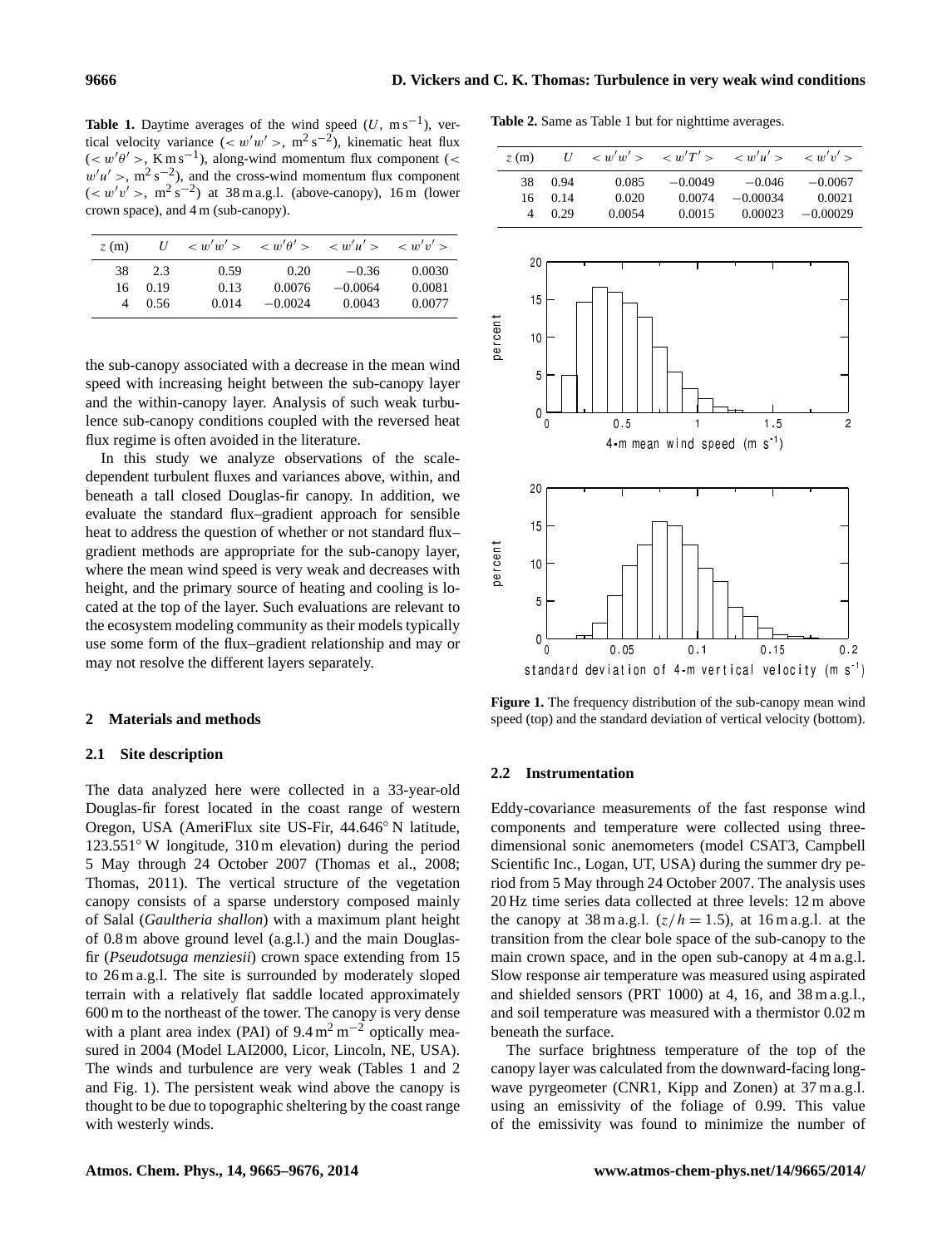**Table 1.** Daytime averages of the wind speed ($U$, $\mathrm{m\,s^{-1}}$), vertical velocity variance ($<w'w'>$, $\mathrm{m^2\,s^{-2}}$), kinematic heat flux ($<w'\theta'>$, $\mathrm{K\,m\,s^{-1}}$), along-wind momentum flux component ($<w'u'>$, $\mathrm{m^2\,s^{-2}}$), and the cross-wind momentum flux component ($<w'v'>$, $\mathrm{m^2\,s^{-2}}$) at 38 m a.g.l. (above-canopy), 16 m (lower crown space), and 4 m (sub-canopy).

| $z$ (m) | $U$ | $<w'w'>$ | $<w'\theta'>$ | $<w'u'>$ | $<w'v'>$ |
|---|---|---|---|---|---|
| 38 | 2.3 | 0.59 | 0.20 | −0.36 | 0.0030 |
| 16 | 0.19 | 0.13 | 0.0076 | −0.0064 | 0.0081 |
| 4 | 0.56 | 0.014 | −0.0024 | 0.0043 | 0.0077 |

the sub-canopy associated with a decrease in the mean wind speed with increasing height between the sub-canopy layer and the within-canopy layer. Analysis of such weak turbulence sub-canopy conditions coupled with the reversed heat flux regime is often avoided in the literature.

In this study we analyze observations of the scale-dependent turbulent fluxes and variances above, within, and beneath a tall closed Douglas-fir canopy. In addition, we evaluate the standard flux–gradient approach for sensible heat to address the question of whether or not standard flux–gradient methods are appropriate for the sub-canopy layer, where the mean wind speed is very weak and decreases with height, and the primary source of heating and cooling is located at the top of the layer. Such evaluations are relevant to the ecosystem modeling community as their models typically use some form of the flux–gradient relationship and may or may not resolve the different layers separately.

## 2 Materials and methods

### 2.1 Site description

The data analyzed here were collected in a 33-year-old Douglas-fir forest located in the coast range of western Oregon, USA (AmeriFlux site US-Fir, 44.646° N latitude, 123.551° W longitude, 310 m elevation) during the period 5 May through 24 October 2007 (Thomas et al., 2008; Thomas, 2011). The vertical structure of the vegetation canopy consists of a sparse understory composed mainly of Salal (*Gaultheria shallon*) with a maximum plant height of 0.8 m above ground level (a.g.l.) and the main Douglas-fir (*Pseudotsuga menziesii*) crown space extending from 15 to 26 m a.g.l. The site is surrounded by moderately sloped terrain with a relatively flat saddle located approximately 600 m to the northeast of the tower. The canopy is very dense with a plant area index (PAI) of $9.4\,\mathrm{m^2\,m^{-2}}$ optically measured in 2004 (Model LAI2000, Licor, Lincoln, NE, USA). The winds and turbulence are very weak (Tables 1 and 2 and Fig. 1). The persistent weak wind above the canopy is thought to be due to topographic sheltering by the coast range with westerly winds.

**Table 2.** Same as Table 1 but for nighttime averages.

| $z$ (m) | $U$ | $<w'w'>$ | $<w'T'>$ | $<w'u'>$ | $<w'v'>$ |
|---|---|---|---|---|---|
| 38 | 0.94 | 0.085 | −0.0049 | −0.046 | −0.0067 |
| 16 | 0.14 | 0.020 | 0.0074 | −0.00034 | 0.0021 |
| 4 | 0.29 | 0.0054 | 0.0015 | 0.00023 | −0.00029 |

**Figure 1.** The frequency distribution of the sub-canopy mean wind speed (top) and the standard deviation of vertical velocity (bottom).

### 2.2 Instrumentation

Eddy-covariance measurements of the fast response wind components and temperature were collected using three-dimensional sonic anemometers (model CSAT3, Campbell Scientific Inc., Logan, UT, USA) during the summer dry period from 5 May through 24 October 2007. The analysis uses 20 Hz time series data collected at three levels: 12 m above the canopy at 38 m a.g.l. ($z/h = 1.5$), at 16 m a.g.l. at the transition from the clear bole space of the sub-canopy to the main crown space, and in the open sub-canopy at 4 m a.g.l. Slow response air temperature was measured using aspirated and shielded sensors (PRT 1000) at 4, 16, and 38 m a.g.l., and soil temperature was measured with a thermistor 0.02 m beneath the surface.

The surface brightness temperature of the top of the canopy layer was calculated from the downward-facing longwave pyrgeometer (CNR1, Kipp and Zonen) at 37 m a.g.l. using an emissivity of the foliage of 0.99. This value of the emissivity was found to minimize the number of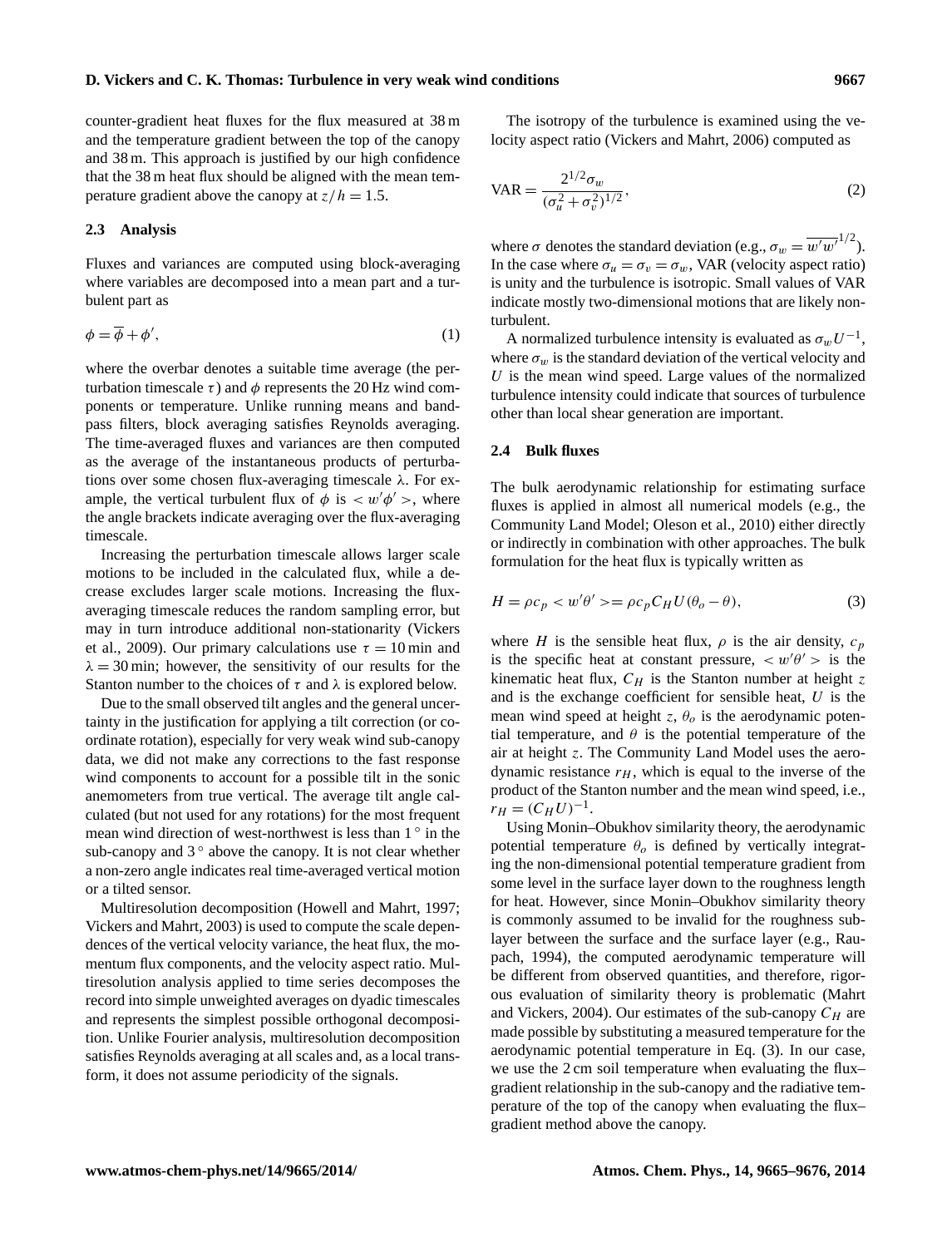counter-gradient heat fluxes for the flux measured at 38 m and the temperature gradient between the top of the canopy and 38 m. This approach is justified by our high confidence that the 38 m heat flux should be aligned with the mean temperature gradient above the canopy at $z/h = 1.5$.

### 2.3 Analysis

Fluxes and variances are computed using block-averaging where variables are decomposed into a mean part and a turbulent part as

$$\phi = \overline{\phi} + \phi', \tag{1}$$

where the overbar denotes a suitable time average (the perturbation timescale $\tau$) and $\phi$ represents the 20 Hz wind components or temperature. Unlike running means and bandpass filters, block averaging satisfies Reynolds averaging. The time-averaged fluxes and variances are then computed as the average of the instantaneous products of perturbations over some chosen flux-averaging timescale $\lambda$. For example, the vertical turbulent flux of $\phi$ is $< w'\phi' >$, where the angle brackets indicate averaging over the flux-averaging timescale.

Increasing the perturbation timescale allows larger scale motions to be included in the calculated flux, while a decrease excludes larger scale motions. Increasing the flux-averaging timescale reduces the random sampling error, but may in turn introduce additional non-stationarity (Vickers et al., 2009). Our primary calculations use $\tau = 10$ min and $\lambda = 30$ min; however, the sensitivity of our results for the Stanton number to the choices of $\tau$ and $\lambda$ is explored below.

Due to the small observed tilt angles and the general uncertainty in the justification for applying a tilt correction (or coordinate rotation), especially for very weak wind sub-canopy data, we did not make any corrections to the fast response wind components to account for a possible tilt in the sonic anemometers from true vertical. The average tilt angle calculated (but not used for any rotations) for the most frequent mean wind direction of west-northwest is less than 1° in the sub-canopy and 3° above the canopy. It is not clear whether a non-zero angle indicates real time-averaged vertical motion or a tilted sensor.

Multiresolution decomposition (Howell and Mahrt, 1997; Vickers and Mahrt, 2003) is used to compute the scale dependences of the vertical velocity variance, the heat flux, the momentum flux components, and the velocity aspect ratio. Multiresolution analysis applied to time series decomposes the record into simple unweighted averages on dyadic timescales and represents the simplest possible orthogonal decomposition. Unlike Fourier analysis, multiresolution decomposition satisfies Reynolds averaging at all scales and, as a local transform, it does not assume periodicity of the signals.

The isotropy of the turbulence is examined using the velocity aspect ratio (Vickers and Mahrt, 2006) computed as

$$\mathrm{VAR} = \frac{2^{1/2}\sigma_w}{(\sigma_u^2 + \sigma_v^2)^{1/2}}, \tag{2}$$

where $\sigma$ denotes the standard deviation (e.g., $\sigma_w = \overline{w'w'}^{1/2}$). In the case where $\sigma_u = \sigma_v = \sigma_w$, VAR (velocity aspect ratio) is unity and the turbulence is isotropic. Small values of VAR indicate mostly two-dimensional motions that are likely non-turbulent.

A normalized turbulence intensity is evaluated as $\sigma_w U^{-1}$, where $\sigma_w$ is the standard deviation of the vertical velocity and $U$ is the mean wind speed. Large values of the normalized turbulence intensity could indicate that sources of turbulence other than local shear generation are important.

### 2.4 Bulk fluxes

The bulk aerodynamic relationship for estimating surface fluxes is applied in almost all numerical models (e.g., the Community Land Model; Oleson et al., 2010) either directly or indirectly in combination with other approaches. The bulk formulation for the heat flux is typically written as

$$H = \rho c_p < w'\theta' > = \rho c_p C_H U(\theta_o - \theta), \tag{3}$$

where $H$ is the sensible heat flux, $\rho$ is the air density, $c_p$ is the specific heat at constant pressure, $< w'\theta' >$ is the kinematic heat flux, $C_H$ is the Stanton number at height $z$ and is the exchange coefficient for sensible heat, $U$ is the mean wind speed at height $z$, $\theta_o$ is the aerodynamic potential temperature, and $\theta$ is the potential temperature of the air at height $z$. The Community Land Model uses the aerodynamic resistance $r_H$, which is equal to the inverse of the product of the Stanton number and the mean wind speed, i.e., $r_H = (C_H U)^{-1}$.

Using Monin–Obukhov similarity theory, the aerodynamic potential temperature $\theta_o$ is defined by vertically integrating the non-dimensional potential temperature gradient from some level in the surface layer down to the roughness length for heat. However, since Monin–Obukhov similarity theory is commonly assumed to be invalid for the roughness sublayer between the surface and the surface layer (e.g., Raupach, 1994), the computed aerodynamic temperature will be different from observed quantities, and therefore, rigorous evaluation of similarity theory is problematic (Mahrt and Vickers, 2004). Our estimates of the sub-canopy $C_H$ are made possible by substituting a measured temperature for the aerodynamic potential temperature in Eq. (3). In our case, we use the 2 cm soil temperature when evaluating the flux–gradient relationship in the sub-canopy and the radiative temperature of the top of the canopy when evaluating the flux–gradient method above the canopy.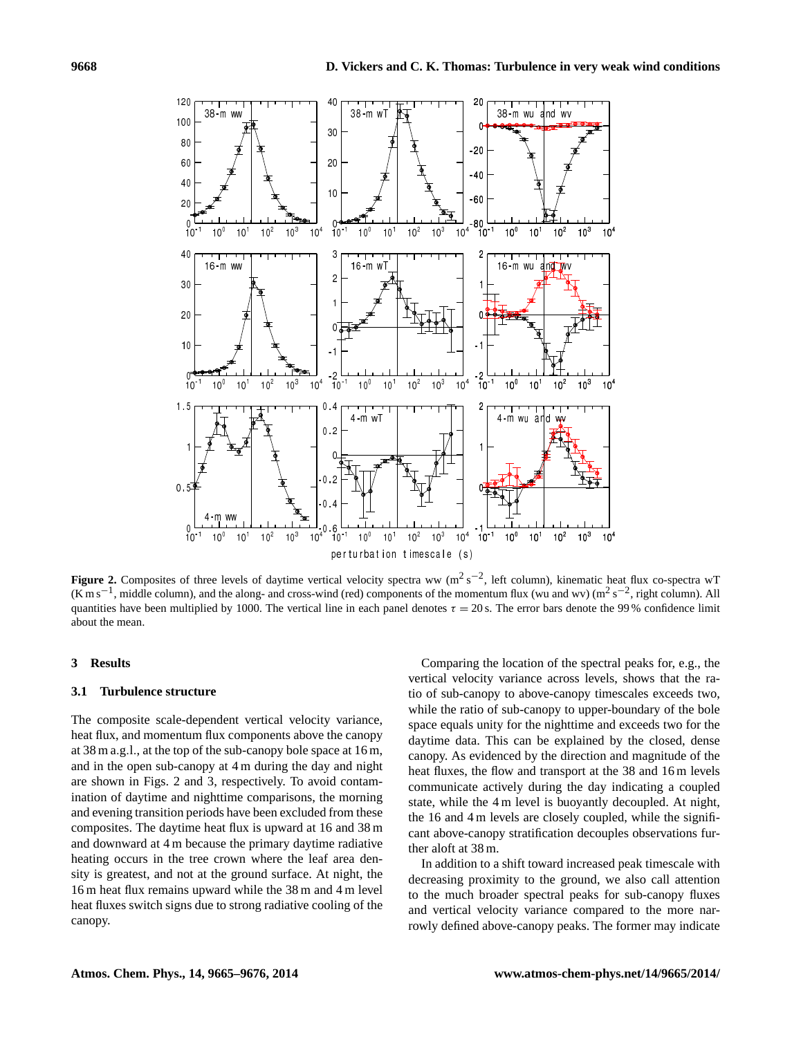**Figure 2.** Composites of three levels of daytime vertical velocity spectra ww ($m^2\,s^{-2}$, left column), kinematic heat flux co-spectra wT ($K\,m\,s^{-1}$, middle column), and the along- and cross-wind (red) components of the momentum flux (wu and wv) ($m^2\,s^{-2}$, right column). All quantities have been multiplied by 1000. The vertical line in each panel denotes $\tau = 20$ s. The error bars denote the 99 % confidence limit about the mean.

## 3 Results

### 3.1 Turbulence structure

The composite scale-dependent vertical velocity variance, heat flux, and momentum flux components above the canopy at 38 m a.g.l., at the top of the sub-canopy bole space at 16 m, and in the open sub-canopy at 4 m during the day and night are shown in Figs. 2 and 3, respectively. To avoid contamination of daytime and nighttime comparisons, the morning and evening transition periods have been excluded from these composites. The daytime heat flux is upward at 16 and 38 m and downward at 4 m because the primary daytime radiative heating occurs in the tree crown where the leaf area density is greatest, and not at the ground surface. At night, the 16 m heat flux remains upward while the 38 m and 4 m level heat fluxes switch signs due to strong radiative cooling of the canopy.

Comparing the location of the spectral peaks for, e.g., the vertical velocity variance across levels, shows that the ratio of sub-canopy to above-canopy timescales exceeds two, while the ratio of sub-canopy to upper-boundary of the bole space equals unity for the nighttime and exceeds two for the daytime data. This can be explained by the closed, dense canopy. As evidenced by the direction and magnitude of the heat fluxes, the flow and transport at the 38 and 16 m levels communicate actively during the day indicating a coupled state, while the 4 m level is buoyantly decoupled. At night, the 16 and 4 m levels are closely coupled, while the significant above-canopy stratification decouples observations further aloft at 38 m.

In addition to a shift toward increased peak timescale with decreasing proximity to the ground, we also call attention to the much broader spectral peaks for sub-canopy fluxes and vertical velocity variance compared to the more narrowly defined above-canopy peaks. The former may indicate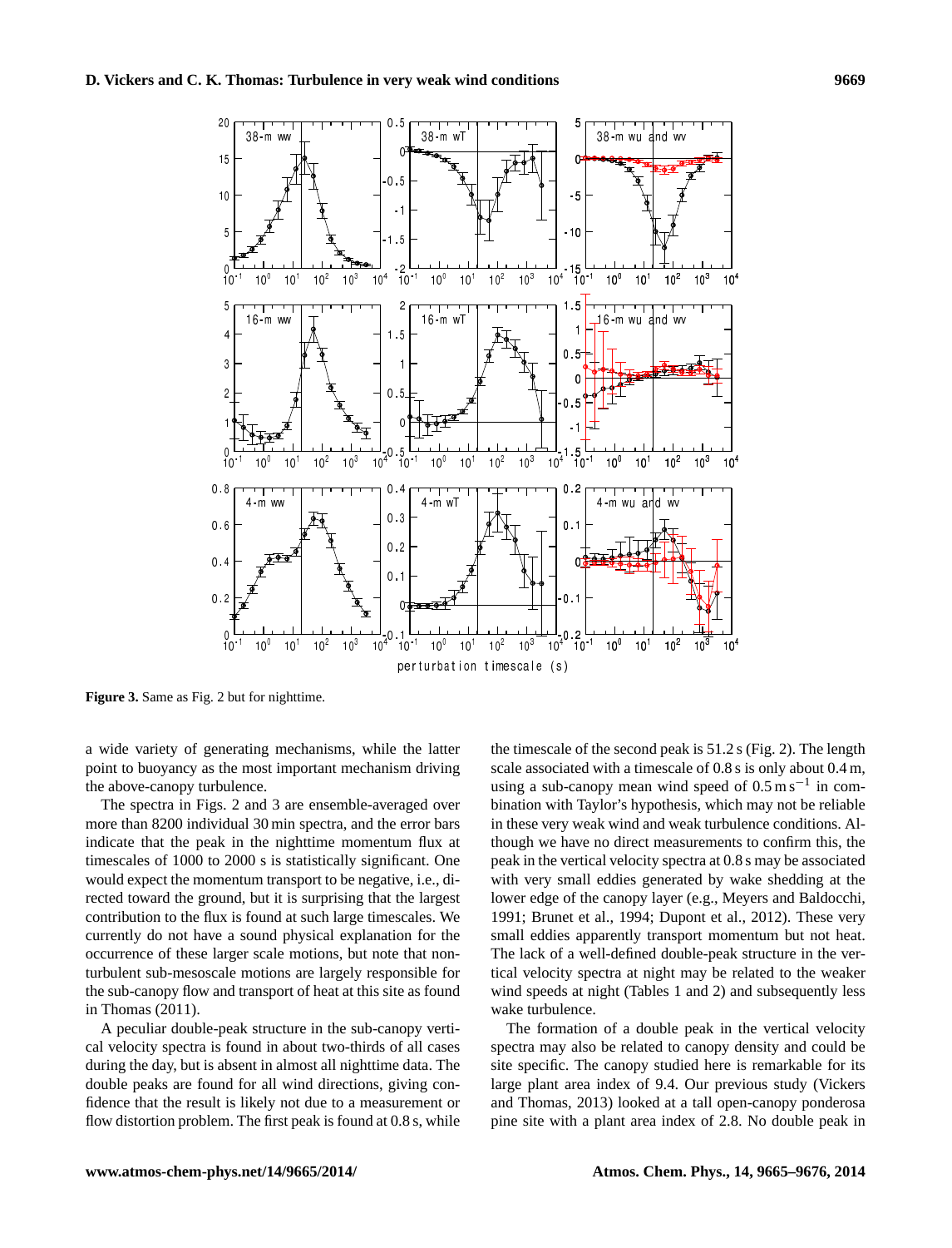**Figure 3.** Same as Fig. 2 but for nighttime.

a wide variety of generating mechanisms, while the latter point to buoyancy as the most important mechanism driving the above-canopy turbulence.

The spectra in Figs. 2 and 3 are ensemble-averaged over more than 8200 individual 30 min spectra, and the error bars indicate that the peak in the nighttime momentum flux at timescales of 1000 to 2000 s is statistically significant. One would expect the momentum transport to be negative, i.e., directed toward the ground, but it is surprising that the largest contribution to the flux is found at such large timescales. We currently do not have a sound physical explanation for the occurrence of these larger scale motions, but note that non-turbulent sub-mesoscale motions are largely responsible for the sub-canopy flow and transport of heat at this site as found in Thomas (2011).

A peculiar double-peak structure in the sub-canopy vertical velocity spectra is found in about two-thirds of all cases during the day, but is absent in almost all nighttime data. The double peaks are found for all wind directions, giving confidence that the result is likely not due to a measurement or flow distortion problem. The first peak is found at 0.8 s, while the timescale of the second peak is 51.2 s (Fig. 2). The length scale associated with a timescale of 0.8 s is only about 0.4 m, using a sub-canopy mean wind speed of 0.5 $\mathrm{m\,s^{-1}}$ in combination with Taylor's hypothesis, which may not be reliable in these very weak wind and weak turbulence conditions. Although we have no direct measurements to confirm this, the peak in the vertical velocity spectra at 0.8 s may be associated with very small eddies generated by wake shedding at the lower edge of the canopy layer (e.g., Meyers and Baldocchi, 1991; Brunet et al., 1994; Dupont et al., 2012). These very small eddies apparently transport momentum but not heat. The lack of a well-defined double-peak structure in the vertical velocity spectra at night may be related to the weaker wind speeds at night (Tables 1 and 2) and subsequently less wake turbulence.

The formation of a double peak in the vertical velocity spectra may also be related to canopy density and could be site specific. The canopy studied here is remarkable for its large plant area index of 9.4. Our previous study (Vickers and Thomas, 2013) looked at a tall open-canopy ponderosa pine site with a plant area index of 2.8. No double peak in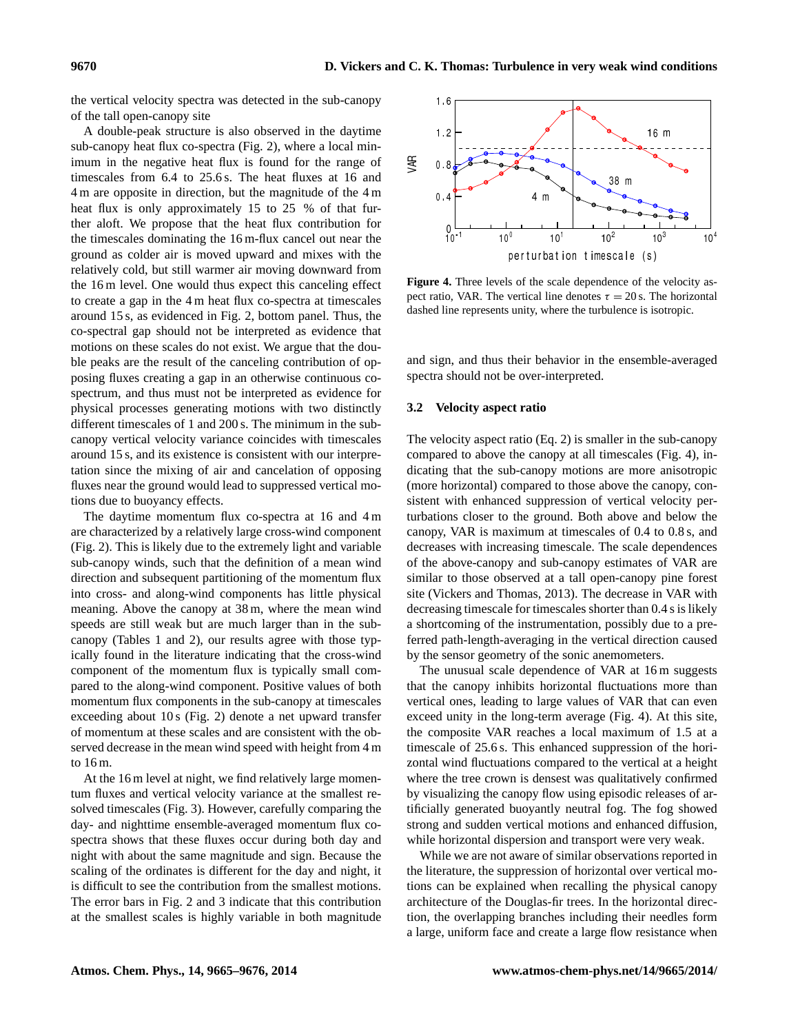the vertical velocity spectra was detected in the sub-canopy of the tall open-canopy site

A double-peak structure is also observed in the daytime sub-canopy heat flux co-spectra (Fig. 2), where a local minimum in the negative heat flux is found for the range of timescales from 6.4 to 25.6 s. The heat fluxes at 16 and 4 m are opposite in direction, but the magnitude of the 4 m heat flux is only approximately 15 to 25 % of that further aloft. We propose that the heat flux contribution for the timescales dominating the 16 m-flux cancel out near the ground as colder air is moved upward and mixes with the relatively cold, but still warmer air moving downward from the 16 m level. One would thus expect this canceling effect to create a gap in the 4 m heat flux co-spectra at timescales around 15 s, as evidenced in Fig. 2, bottom panel. Thus, the co-spectral gap should not be interpreted as evidence that motions on these scales do not exist. We argue that the double peaks are the result of the canceling contribution of opposing fluxes creating a gap in an otherwise continuous co-spectrum, and thus must not be interpreted as evidence for physical processes generating motions with two distinctly different timescales of 1 and 200 s. The minimum in the sub-canopy vertical velocity variance coincides with timescales around 15 s, and its existence is consistent with our interpretation since the mixing of air and cancelation of opposing fluxes near the ground would lead to suppressed vertical motions due to buoyancy effects.

The daytime momentum flux co-spectra at 16 and 4 m are characterized by a relatively large cross-wind component (Fig. 2). This is likely due to the extremely light and variable sub-canopy winds, such that the definition of a mean wind direction and subsequent partitioning of the momentum flux into cross- and along-wind components has little physical meaning. Above the canopy at 38 m, where the mean wind speeds are still weak but are much larger than in the sub-canopy (Tables 1 and 2), our results agree with those typically found in the literature indicating that the cross-wind component of the momentum flux is typically small compared to the along-wind component. Positive values of both momentum flux components in the sub-canopy at timescales exceeding about 10 s (Fig. 2) denote a net upward transfer of momentum at these scales and are consistent with the observed decrease in the mean wind speed with height from 4 m to 16 m.

At the 16 m level at night, we find relatively large momentum fluxes and vertical velocity variance at the smallest resolved timescales (Fig. 3). However, carefully comparing the day- and nighttime ensemble-averaged momentum flux co-spectra shows that these fluxes occur during both day and night with about the same magnitude and sign. Because the scaling of the ordinates is different for the day and night, it is difficult to see the contribution from the smallest motions. The error bars in Fig. 2 and 3 indicate that this contribution at the smallest scales is highly variable in both magnitude and sign, and thus their behavior in the ensemble-averaged spectra should not be over-interpreted.

**Figure 4.** Three levels of the scale dependence of the velocity aspect ratio, VAR. The vertical line denotes $\tau = 20$ s. The horizontal dashed line represents unity, where the turbulence is isotropic.

### 3.2 Velocity aspect ratio

The velocity aspect ratio (Eq. 2) is smaller in the sub-canopy compared to above the canopy at all timescales (Fig. 4), indicating that the sub-canopy motions are more anisotropic (more horizontal) compared to those above the canopy, consistent with enhanced suppression of vertical velocity perturbations closer to the ground. Both above and below the canopy, VAR is maximum at timescales of 0.4 to 0.8 s, and decreases with increasing timescale. The scale dependences of the above-canopy and sub-canopy estimates of VAR are similar to those observed at a tall open-canopy pine forest site (Vickers and Thomas, 2013). The decrease in VAR with decreasing timescale for timescales shorter than 0.4 s is likely a shortcoming of the instrumentation, possibly due to a preferred path-length-averaging in the vertical direction caused by the sensor geometry of the sonic anemometers.

The unusual scale dependence of VAR at 16 m suggests that the canopy inhibits horizontal fluctuations more than vertical ones, leading to large values of VAR that can even exceed unity in the long-term average (Fig. 4). At this site, the composite VAR reaches a local maximum of 1.5 at a timescale of 25.6 s. This enhanced suppression of the horizontal wind fluctuations compared to the vertical at a height where the tree crown is densest was qualitatively confirmed by visualizing the canopy flow using episodic releases of artificially generated buoyantly neutral fog. The fog showed strong and sudden vertical motions and enhanced diffusion, while horizontal dispersion and transport were very weak.

While we are not aware of similar observations reported in the literature, the suppression of horizontal over vertical motions can be explained when recalling the physical canopy architecture of the Douglas-fir trees. In the horizontal direction, the overlapping branches including their needles form a large, uniform face and create a large flow resistance when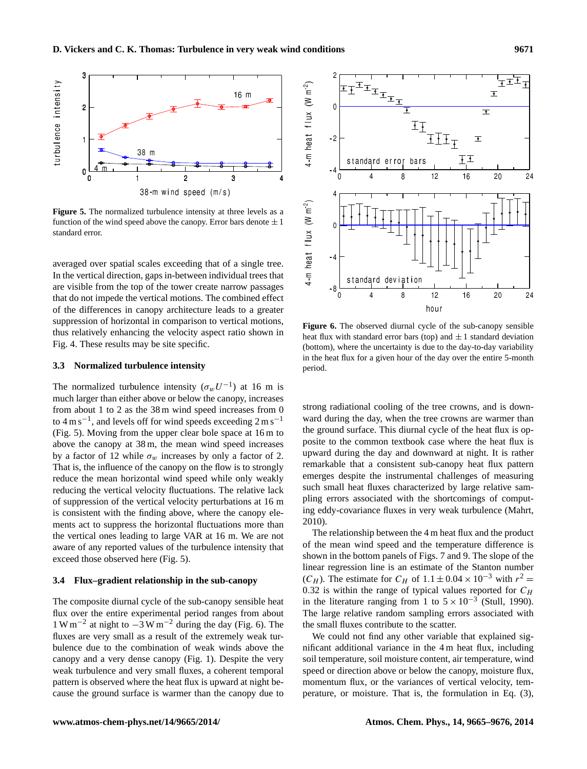**Figure 5.** The normalized turbulence intensity at three levels as a function of the wind speed above the canopy. Error bars denote $\pm 1$ standard error.

averaged over spatial scales exceeding that of a single tree. In the vertical direction, gaps in-between individual trees that are visible from the top of the tower create narrow passages that do not impede the vertical motions. The combined effect of the differences in canopy architecture leads to a greater suppression of horizontal in comparison to vertical motions, thus relatively enhancing the velocity aspect ratio shown in Fig. 4. These results may be site specific.

### 3.3 Normalized turbulence intensity

The normalized turbulence intensity ($\sigma_w U^{-1}$) at 16 m is much larger than either above or below the canopy, increases from about 1 to 2 as the 38 m wind speed increases from 0 to $4\,\mathrm{m\,s^{-1}}$, and levels off for wind speeds exceeding $2\,\mathrm{m\,s^{-1}}$ (Fig. 5). Moving from the upper clear bole space at 16 m to above the canopy at 38 m, the mean wind speed increases by a factor of 12 while $\sigma_w$ increases by only a factor of 2. That is, the influence of the canopy on the flow is to strongly reduce the mean horizontal wind speed while only weakly reducing the vertical velocity fluctuations. The relative lack of suppression of the vertical velocity perturbations at 16 m is consistent with the finding above, where the canopy elements act to suppress the horizontal fluctuations more than the vertical ones leading to large VAR at 16 m. We are not aware of any reported values of the turbulence intensity that exceed those observed here (Fig. 5).

### 3.4 Flux–gradient relationship in the sub-canopy

The composite diurnal cycle of the sub-canopy sensible heat flux over the entire experimental period ranges from about $1\,\mathrm{W\,m^{-2}}$ at night to $-3\,\mathrm{W\,m^{-2}}$ during the day (Fig. 6). The fluxes are very small as a result of the extremely weak turbulence due to the combination of weak winds above the canopy and a very dense canopy (Fig. 1). Despite the very weak turbulence and very small fluxes, a coherent temporal pattern is observed where the heat flux is upward at night because the ground surface is warmer than the canopy due to strong radiational cooling of the tree crowns, and is downward during the day, when the tree crowns are warmer than the ground surface. This diurnal cycle of the heat flux is opposite to the common textbook case where the heat flux is upward during the day and downward at night. It is rather remarkable that a consistent sub-canopy heat flux pattern emerges despite the instrumental challenges of measuring such small heat fluxes characterized by large relative sampling errors associated with the shortcomings of computing eddy-covariance fluxes in very weak turbulence (Mahrt, 2010).

**Figure 6.** The observed diurnal cycle of the sub-canopy sensible heat flux with standard error bars (top) and $\pm 1$ standard deviation (bottom), where the uncertainty is due to the day-to-day variability in the heat flux for a given hour of the day over the entire 5-month period.

The relationship between the 4 m heat flux and the product of the mean wind speed and the temperature difference is shown in the bottom panels of Figs. 7 and 9. The slope of the linear regression line is an estimate of the Stanton number ($C_H$). The estimate for $C_H$ of $1.1 \pm 0.04 \times 10^{-3}$ with $r^2 = 0.32$ is within the range of typical values reported for $C_H$ in the literature ranging from 1 to $5 \times 10^{-3}$ (Stull, 1990). The large relative random sampling errors associated with the small fluxes contribute to the scatter.

We could not find any other variable that explained significant additional variance in the 4 m heat flux, including soil temperature, soil moisture content, air temperature, wind speed or direction above or below the canopy, moisture flux, momentum flux, or the variances of vertical velocity, temperature, or moisture. That is, the formulation in Eq. (3),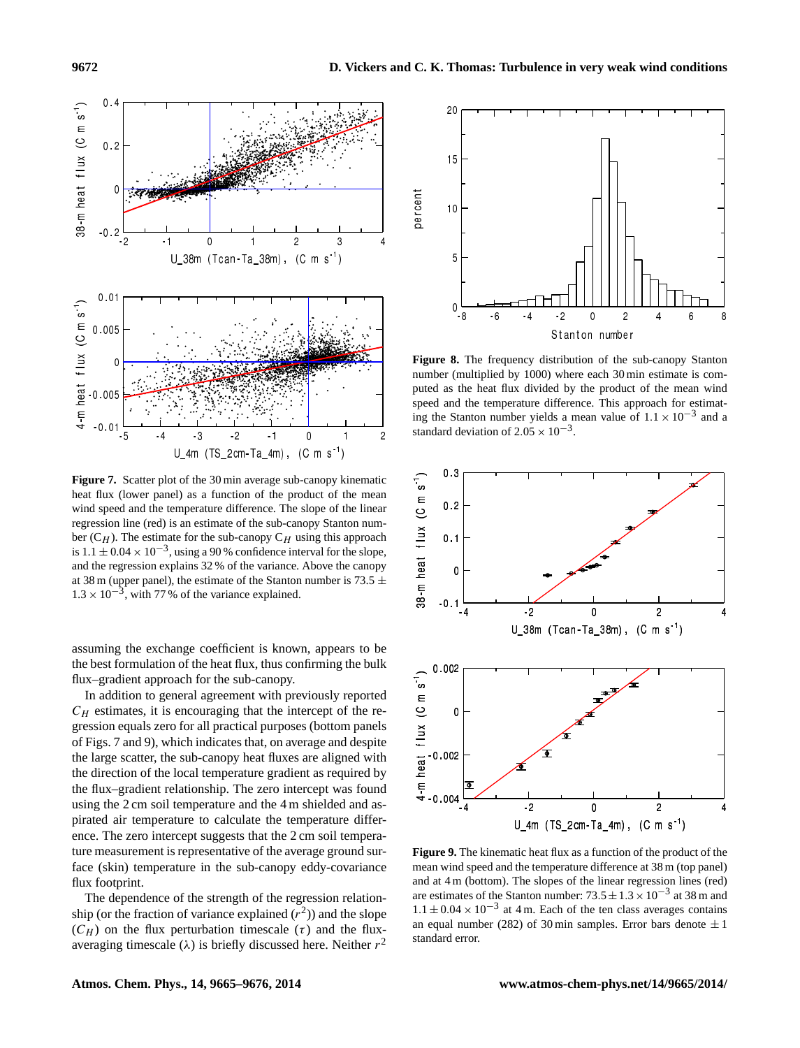**Figure 7.** Scatter plot of the 30 min average sub-canopy kinematic heat flux (lower panel) as a function of the product of the mean wind speed and the temperature difference. The slope of the linear regression line (red) is an estimate of the sub-canopy Stanton number ($C_H$). The estimate for the sub-canopy $C_H$ using this approach is $1.1 \pm 0.04 \times 10^{-3}$, using a 90 % confidence interval for the slope, and the regression explains 32 % of the variance. Above the canopy at 38 m (upper panel), the estimate of the Stanton number is $73.5 \pm 1.3 \times 10^{-3}$, with 77 % of the variance explained.

assuming the exchange coefficient is known, appears to be the best formulation of the heat flux, thus confirming the bulk flux–gradient approach for the sub-canopy.

In addition to general agreement with previously reported $C_H$ estimates, it is encouraging that the intercept of the regression equals zero for all practical purposes (bottom panels of Figs. 7 and 9), which indicates that, on average and despite the large scatter, the sub-canopy heat fluxes are aligned with the direction of the local temperature gradient as required by the flux–gradient relationship. The zero intercept was found using the 2 cm soil temperature and the 4 m shielded and aspirated air temperature to calculate the temperature difference. The zero intercept suggests that the 2 cm soil temperature measurement is representative of the average ground surface (skin) temperature in the sub-canopy eddy-covariance flux footprint.

The dependence of the strength of the regression relationship (or the fraction of variance explained ($r^2$)) and the slope ($C_H$) on the flux perturbation timescale ($\tau$) and the flux-averaging timescale ($\lambda$) is briefly discussed here. Neither $r^2$

**Figure 8.** The frequency distribution of the sub-canopy Stanton number (multiplied by 1000) where each 30 min estimate is computed as the heat flux divided by the product of the mean wind speed and the temperature difference. This approach for estimating the Stanton number yields a mean value of $1.1 \times 10^{-3}$ and a standard deviation of $2.05 \times 10^{-3}$.

**Figure 9.** The kinematic heat flux as a function of the product of the mean wind speed and the temperature difference at 38 m (top panel) and at 4 m (bottom). The slopes of the linear regression lines (red) are estimates of the Stanton number: $73.5 \pm 1.3 \times 10^{-3}$ at 38 m and $1.1 \pm 0.04 \times 10^{-3}$ at 4 m. Each of the ten class averages contains an equal number (282) of 30 min samples. Error bars denote $\pm 1$ standard error.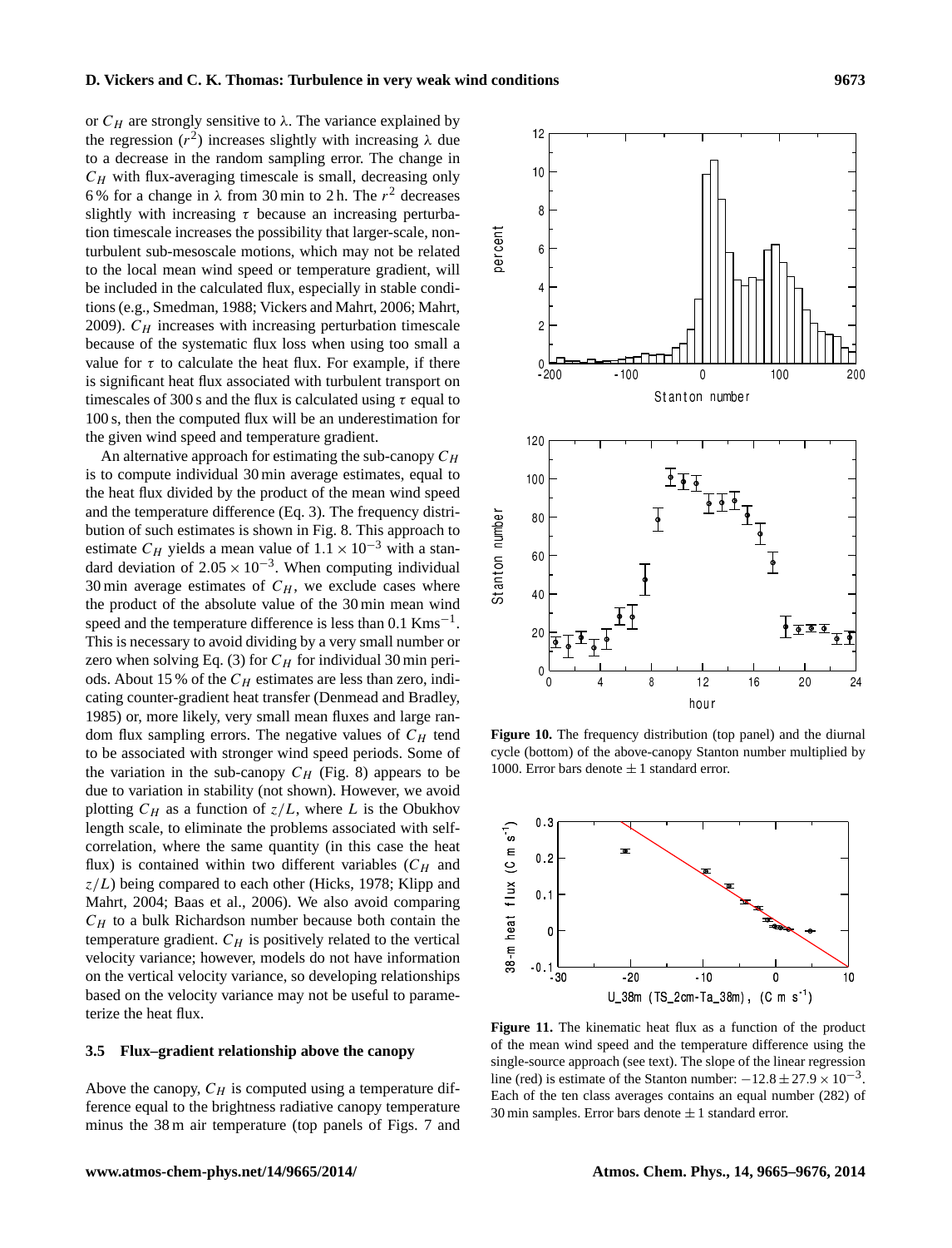or $C_H$ are strongly sensitive to $\lambda$. The variance explained by the regression ($r^2$) increases slightly with increasing $\lambda$ due to a decrease in the random sampling error. The change in $C_H$ with flux-averaging timescale is small, decreasing only 6 % for a change in $\lambda$ from 30 min to 2 h. The $r^2$ decreases slightly with increasing $\tau$ because an increasing perturbation timescale increases the possibility that larger-scale, non-turbulent sub-mesoscale motions, which may not be related to the local mean wind speed or temperature gradient, will be included in the calculated flux, especially in stable conditions (e.g., Smedman, 1988; Vickers and Mahrt, 2006; Mahrt, 2009). $C_H$ increases with increasing perturbation timescale because of the systematic flux loss when using too small a value for $\tau$ to calculate the heat flux. For example, if there is significant heat flux associated with turbulent transport on timescales of 300 s and the flux is calculated using $\tau$ equal to 100 s, then the computed flux will be an underestimation for the given wind speed and temperature gradient.

An alternative approach for estimating the sub-canopy $C_H$ is to compute individual 30 min average estimates, equal to the heat flux divided by the product of the mean wind speed and the temperature difference (Eq. 3). The frequency distribution of such estimates is shown in Fig. 8. This approach to estimate $C_H$ yields a mean value of $1.1 \times 10^{-3}$ with a standard deviation of $2.05 \times 10^{-3}$. When computing individual 30 min average estimates of $C_H$, we exclude cases where the product of the absolute value of the 30 min mean wind speed and the temperature difference is less than 0.1 $\mathrm{Kms^{-1}}$. This is necessary to avoid dividing by a very small number or zero when solving Eq. (3) for $C_H$ for individual 30 min periods. About 15 % of the $C_H$ estimates are less than zero, indicating counter-gradient heat transfer (Denmead and Bradley, 1985) or, more likely, very small mean fluxes and large random flux sampling errors. The negative values of $C_H$ tend to be associated with stronger wind speed periods. Some of the variation in the sub-canopy $C_H$ (Fig. 8) appears to be due to variation in stability (not shown). However, we avoid plotting $C_H$ as a function of $z/L$, where $L$ is the Obukhov length scale, to eliminate the problems associated with self-correlation, where the same quantity (in this case the heat flux) is contained within two different variables ($C_H$ and $z/L$) being compared to each other (Hicks, 1978; Klipp and Mahrt, 2004; Baas et al., 2006). We also avoid comparing $C_H$ to a bulk Richardson number because both contain the temperature gradient. $C_H$ is positively related to the vertical velocity variance; however, models do not have information on the vertical velocity variance, so developing relationships based on the velocity variance may not be useful to parameterize the heat flux.

### 3.5 Flux–gradient relationship above the canopy

Above the canopy, $C_H$ is computed using a temperature difference equal to the brightness radiative canopy temperature minus the 38 m air temperature (top panels of Figs. 7 and

**Figure 10.** The frequency distribution (top panel) and the diurnal cycle (bottom) of the above-canopy Stanton number multiplied by 1000. Error bars denote ± 1 standard error.

**Figure 11.** The kinematic heat flux as a function of the product of the mean wind speed and the temperature difference using the single-source approach (see text). The slope of the linear regression line (red) is estimate of the Stanton number: $-12.8 \pm 27.9 \times 10^{-3}$. Each of the ten class averages contains an equal number (282) of 30 min samples. Error bars denote ± 1 standard error.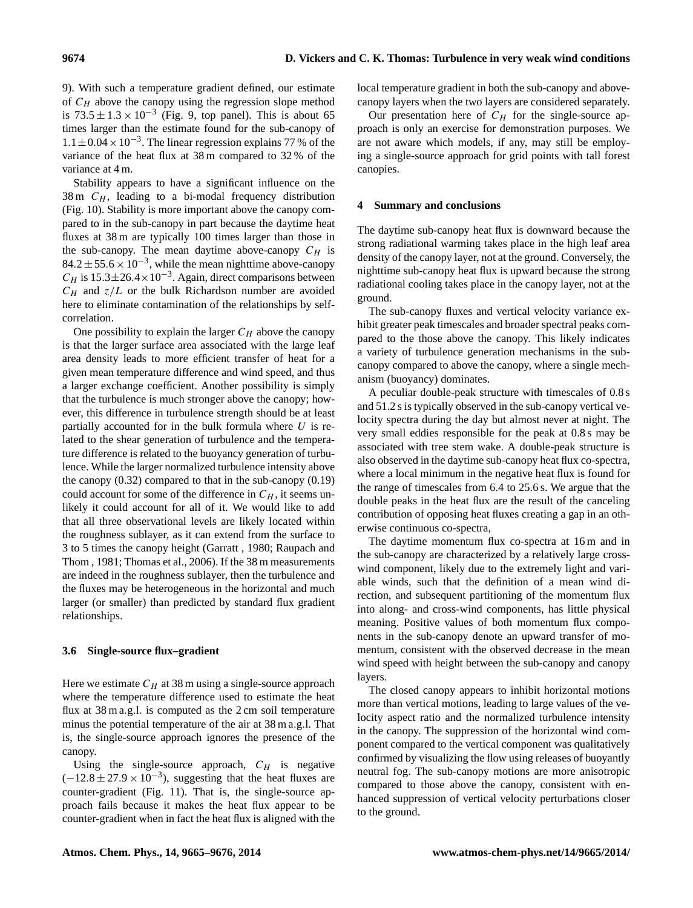9). With such a temperature gradient defined, our estimate of $C_H$ above the canopy using the regression slope method is $73.5 \pm 1.3 \times 10^{-3}$ (Fig. 9, top panel). This is about 65 times larger than the estimate found for the sub-canopy of $1.1 \pm 0.04 \times 10^{-3}$. The linear regression explains 77 % of the variance of the heat flux at 38 m compared to 32 % of the variance at 4 m.

Stability appears to have a significant influence on the 38 m $C_H$, leading to a bi-modal frequency distribution (Fig. 10). Stability is more important above the canopy compared to in the sub-canopy in part because the daytime heat fluxes at 38 m are typically 100 times larger than those in the sub-canopy. The mean daytime above-canopy $C_H$ is $84.2 \pm 55.6 \times 10^{-3}$, while the mean nighttime above-canopy $C_H$ is $15.3 \pm 26.4 \times 10^{-3}$. Again, direct comparisons between $C_H$ and $z/L$ or the bulk Richardson number are avoided here to eliminate contamination of the relationships by self-correlation.

One possibility to explain the larger $C_H$ above the canopy is that the larger surface area associated with the large leaf area density leads to more efficient transfer of heat for a given mean temperature difference and wind speed, and thus a larger exchange coefficient. Another possibility is simply that the turbulence is much stronger above the canopy; however, this difference in turbulence strength should be at least partially accounted for in the bulk formula where $U$ is related to the shear generation of turbulence and the temperature difference is related to the buoyancy generation of turbulence. While the larger normalized turbulence intensity above the canopy (0.32) compared to that in the sub-canopy (0.19) could account for some of the difference in $C_H$, it seems unlikely it could account for all of it. We would like to add that all three observational levels are likely located within the roughness sublayer, as it can extend from the surface to 3 to 5 times the canopy height (Garratt , 1980; Raupach and Thom , 1981; Thomas et al., 2006). If the 38 m measurements are indeed in the roughness sublayer, then the turbulence and the fluxes may be heterogeneous in the horizontal and much larger (or smaller) than predicted by standard flux gradient relationships.

### 3.6 Single-source flux–gradient

Here we estimate $C_H$ at 38 m using a single-source approach where the temperature difference used to estimate the heat flux at 38 m a.g.l. is computed as the 2 cm soil temperature minus the potential temperature of the air at 38 m a.g.l. That is, the single-source approach ignores the presence of the canopy.

Using the single-source approach, $C_H$ is negative ($-12.8 \pm 27.9 \times 10^{-3}$), suggesting that the heat fluxes are counter-gradient (Fig. 11). That is, the single-source approach fails because it makes the heat flux appear to be counter-gradient when in fact the heat flux is aligned with the local temperature gradient in both the sub-canopy and above-canopy layers when the two layers are considered separately.

Our presentation here of $C_H$ for the single-source approach is only an exercise for demonstration purposes. We are not aware which models, if any, may still be employing a single-source approach for grid points with tall forest canopies.

## 4 Summary and conclusions

The daytime sub-canopy heat flux is downward because the strong radiational warming takes place in the high leaf area density of the canopy layer, not at the ground. Conversely, the nighttime sub-canopy heat flux is upward because the strong radiational cooling takes place in the canopy layer, not at the ground.

The sub-canopy fluxes and vertical velocity variance exhibit greater peak timescales and broader spectral peaks compared to the those above the canopy. This likely indicates a variety of turbulence generation mechanisms in the sub-canopy compared to above the canopy, where a single mechanism (buoyancy) dominates.

A peculiar double-peak structure with timescales of 0.8 s and 51.2 s is typically observed in the sub-canopy vertical velocity spectra during the day but almost never at night. The very small eddies responsible for the peak at 0.8 s may be associated with tree stem wake. A double-peak structure is also observed in the daytime sub-canopy heat flux co-spectra, where a local minimum in the negative heat flux is found for the range of timescales from 6.4 to 25.6 s. We argue that the double peaks in the heat flux are the result of the canceling contribution of opposing heat fluxes creating a gap in an otherwise continuous co-spectra,

The daytime momentum flux co-spectra at 16 m and in the sub-canopy are characterized by a relatively large cross-wind component, likely due to the extremely light and variable winds, such that the definition of a mean wind direction, and subsequent partitioning of the momentum flux into along- and cross-wind components, has little physical meaning. Positive values of both momentum flux components in the sub-canopy denote an upward transfer of momentum, consistent with the observed decrease in the mean wind speed with height between the sub-canopy and canopy layers.

The closed canopy appears to inhibit horizontal motions more than vertical motions, leading to large values of the velocity aspect ratio and the normalized turbulence intensity in the canopy. The suppression of the horizontal wind component compared to the vertical component was qualitatively confirmed by visualizing the flow using releases of buoyantly neutral fog. The sub-canopy motions are more anisotropic compared to those above the canopy, consistent with enhanced suppression of vertical velocity perturbations closer to the ground.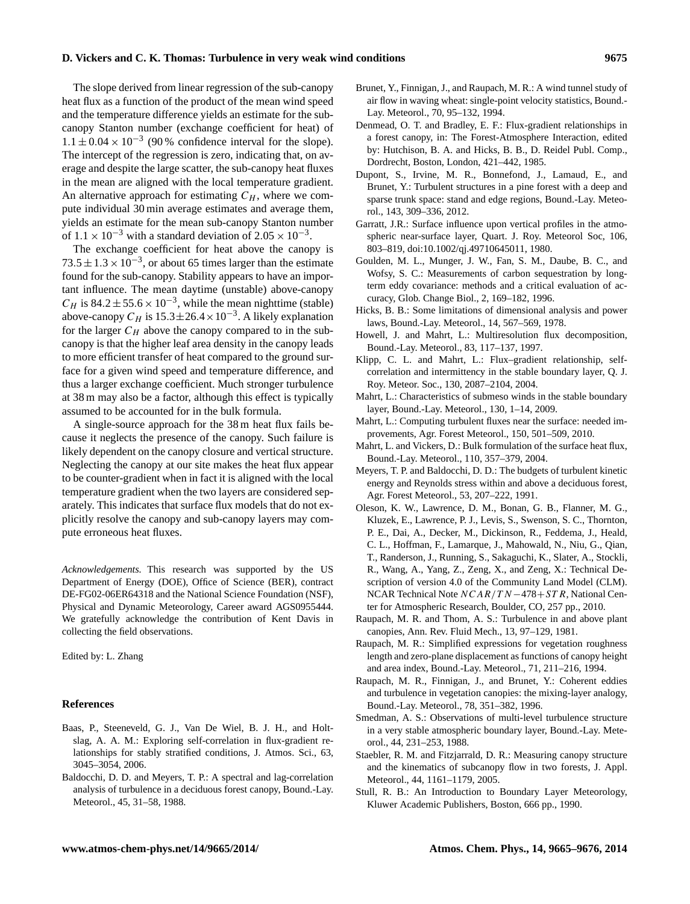The slope derived from linear regression of the sub-canopy heat flux as a function of the product of the mean wind speed and the temperature difference yields an estimate for the sub-canopy Stanton number (exchange coefficient for heat) of $1.1 \pm 0.04 \times 10^{-3}$ (90 % confidence interval for the slope). The intercept of the regression is zero, indicating that, on average and despite the large scatter, the sub-canopy heat fluxes in the mean are aligned with the local temperature gradient. An alternative approach for estimating $C_H$, where we compute individual 30 min average estimates and average them, yields an estimate for the mean sub-canopy Stanton number of $1.1 \times 10^{-3}$ with a standard deviation of $2.05 \times 10^{-3}$.

The exchange coefficient for heat above the canopy is $73.5 \pm 1.3 \times 10^{-3}$, or about 65 times larger than the estimate found for the sub-canopy. Stability appears to have an important influence. The mean daytime (unstable) above-canopy $C_H$ is $84.2 \pm 55.6 \times 10^{-3}$, while the mean nighttime (stable) above-canopy $C_H$ is $15.3 \pm 26.4 \times 10^{-3}$. A likely explanation for the larger $C_H$ above the canopy compared to in the sub-canopy is that the higher leaf area density in the canopy leads to more efficient transfer of heat compared to the ground surface for a given wind speed and temperature difference, and thus a larger exchange coefficient. Much stronger turbulence at 38 m may also be a factor, although this effect is typically assumed to be accounted for in the bulk formula.

A single-source approach for the 38 m heat flux fails because it neglects the presence of the canopy. Such failure is likely dependent on the canopy closure and vertical structure. Neglecting the canopy at our site makes the heat flux appear to be counter-gradient when in fact it is aligned with the local temperature gradient when the two layers are considered separately. This indicates that surface flux models that do not explicitly resolve the canopy and sub-canopy layers may compute erroneous heat fluxes.

*Acknowledgements.* This research was supported by the US Department of Energy (DOE), Office of Science (BER), contract DE-FG02-06ER64318 and the National Science Foundation (NSF), Physical and Dynamic Meteorology, Career award AGS0955444. We gratefully acknowledge the contribution of Kent Davis in collecting the field observations.

Edited by: L. Zhang

## References

Baas, P., Steeneveld, G. J., Van De Wiel, B. J. H., and Holtslag, A. A. M.: Exploring self-correlation in flux-gradient relationships for stably stratified conditions, J. Atmos. Sci., 63, 3045–3054, 2006.

Baldocchi, D. D. and Meyers, T. P.: A spectral and lag-correlation analysis of turbulence in a deciduous forest canopy, Bound.-Lay. Meteorol., 45, 31–58, 1988.

Brunet, Y., Finnigan, J., and Raupach, M. R.: A wind tunnel study of air flow in waving wheat: single-point velocity statistics, Bound.-Lay. Meteorol., 70, 95–132, 1994.

Denmead, O. T. and Bradley, E. F.: Flux-gradient relationships in a forest canopy, in: The Forest-Atmosphere Interaction, edited by: Hutchison, B. A. and Hicks, B. B., D. Reidel Publ. Comp., Dordrecht, Boston, London, 421–442, 1985.

Dupont, S., Irvine, M. R., Bonnefond, J., Lamaud, E., and Brunet, Y.: Turbulent structures in a pine forest with a deep and sparse trunk space: stand and edge regions, Bound.-Lay. Meteorol., 143, 309–336, 2012.

Garratt, J.R.: Surface influence upon vertical profiles in the atmospheric near-surface layer, Quart. J. Roy. Meteorol Soc, 106, 803–819, doi:10.1002/qj.49710645011, 1980.

Goulden, M. L., Munger, J. W., Fan, S. M., Daube, B. C., and Wofsy, S. C.: Measurements of carbon sequestration by long-term eddy covariance: methods and a critical evaluation of accuracy, Glob. Change Biol., 2, 169–182, 1996.

Hicks, B. B.: Some limitations of dimensional analysis and power laws, Bound.-Lay. Meteorol., 14, 567–569, 1978.

Howell, J. and Mahrt, L.: Multiresolution flux decomposition, Bound.-Lay. Meteorol., 83, 117–137, 1997.

Klipp, C. L. and Mahrt, L.: Flux–gradient relationship, self-correlation and intermittency in the stable boundary layer, Q. J. Roy. Meteor. Soc., 130, 2087–2104, 2004.

Mahrt, L.: Characteristics of submeso winds in the stable boundary layer, Bound.-Lay. Meteorol., 130, 1–14, 2009.

Mahrt, L.: Computing turbulent fluxes near the surface: needed improvements, Agr. Forest Meteorol., 150, 501–509, 2010.

Mahrt, L. and Vickers, D.: Bulk formulation of the surface heat flux, Bound.-Lay. Meteorol., 110, 357–379, 2004.

Meyers, T. P. and Baldocchi, D. D.: The budgets of turbulent kinetic energy and Reynolds stress within and above a deciduous forest, Agr. Forest Meteorol., 53, 207–222, 1991.

Oleson, K. W., Lawrence, D. M., Bonan, G. B., Flanner, M. G., Kluzek, E., Lawrence, P. J., Levis, S., Swenson, S. C., Thornton, P. E., Dai, A., Decker, M., Dickinson, R., Feddema, J., Heald, C. L., Hoffman, F., Lamarque, J., Mahowald, N., Niu, G., Qian, T., Randerson, J., Running, S., Sakaguchi, K., Slater, A., Stockli, R., Wang, A., Yang, Z., Zeng, X., and Zeng, X.: Technical Description of version 4.0 of the Community Land Model (CLM). NCAR Technical Note $NCAR/TN-478+STR$, National Center for Atmospheric Research, Boulder, CO, 257 pp., 2010.

Raupach, M. R. and Thom, A. S.: Turbulence in and above plant canopies, Ann. Rev. Fluid Mech., 13, 97–129, 1981.

Raupach, M. R.: Simplified expressions for vegetation roughness length and zero-plane displacement as functions of canopy height and area index, Bound.-Lay. Meteorol., 71, 211–216, 1994.

Raupach, M. R., Finnigan, J., and Brunet, Y.: Coherent eddies and turbulence in vegetation canopies: the mixing-layer analogy, Bound.-Lay. Meteorol., 78, 351–382, 1996.

Smedman, A. S.: Observations of multi-level turbulence structure in a very stable atmospheric boundary layer, Bound.-Lay. Meteorol., 44, 231–253, 1988.

Staebler, R. M. and Fitzjarrald, D. R.: Measuring canopy structure and the kinematics of subcanopy flow in two forests, J. Appl. Meteorol., 44, 1161–1179, 2005.

Stull, R. B.: An Introduction to Boundary Layer Meteorology, Kluwer Academic Publishers, Boston, 666 pp., 1990.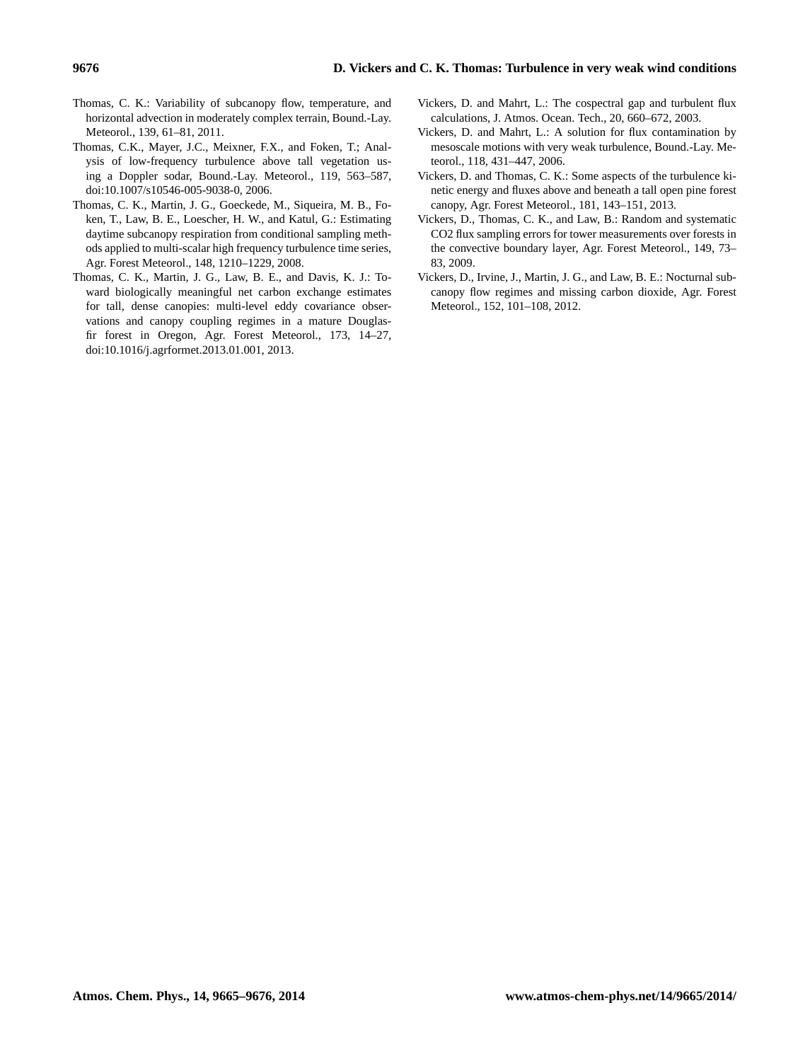Thomas, C. K.: Variability of subcanopy flow, temperature, and horizontal advection in moderately complex terrain, Bound.-Lay. Meteorol., 139, 61–81, 2011.

Thomas, C.K., Mayer, J.C., Meixner, F.X., and Foken, T.; Analysis of low-frequency turbulence above tall vegetation using a Doppler sodar, Bound.-Lay. Meteorol., 119, 563–587, doi:10.1007/s10546-005-9038-0, 2006.

Thomas, C. K., Martin, J. G., Goeckede, M., Siqueira, M. B., Foken, T., Law, B. E., Loescher, H. W., and Katul, G.: Estimating daytime subcanopy respiration from conditional sampling methods applied to multi-scalar high frequency turbulence time series, Agr. Forest Meteorol., 148, 1210–1229, 2008.

Thomas, C. K., Martin, J. G., Law, B. E., and Davis, K. J.: Toward biologically meaningful net carbon exchange estimates for tall, dense canopies: multi-level eddy covariance observations and canopy coupling regimes in a mature Douglas-fir forest in Oregon, Agr. Forest Meteorol., 173, 14–27, doi:10.1016/j.agrformet.2013.01.001, 2013.

Vickers, D. and Mahrt, L.: The cospectral gap and turbulent flux calculations, J. Atmos. Ocean. Tech., 20, 660–672, 2003.

Vickers, D. and Mahrt, L.: A solution for flux contamination by mesoscale motions with very weak turbulence, Bound.-Lay. Meteorol., 118, 431–447, 2006.

Vickers, D. and Thomas, C. K.: Some aspects of the turbulence kinetic energy and fluxes above and beneath a tall open pine forest canopy, Agr. Forest Meteorol., 181, 143–151, 2013.

Vickers, D., Thomas, C. K., and Law, B.: Random and systematic CO2 flux sampling errors for tower measurements over forests in the convective boundary layer, Agr. Forest Meteorol., 149, 73–83, 2009.

Vickers, D., Irvine, J., Martin, J. G., and Law, B. E.: Nocturnal subcanopy flow regimes and missing carbon dioxide, Agr. Forest Meteorol., 152, 101–108, 2012.